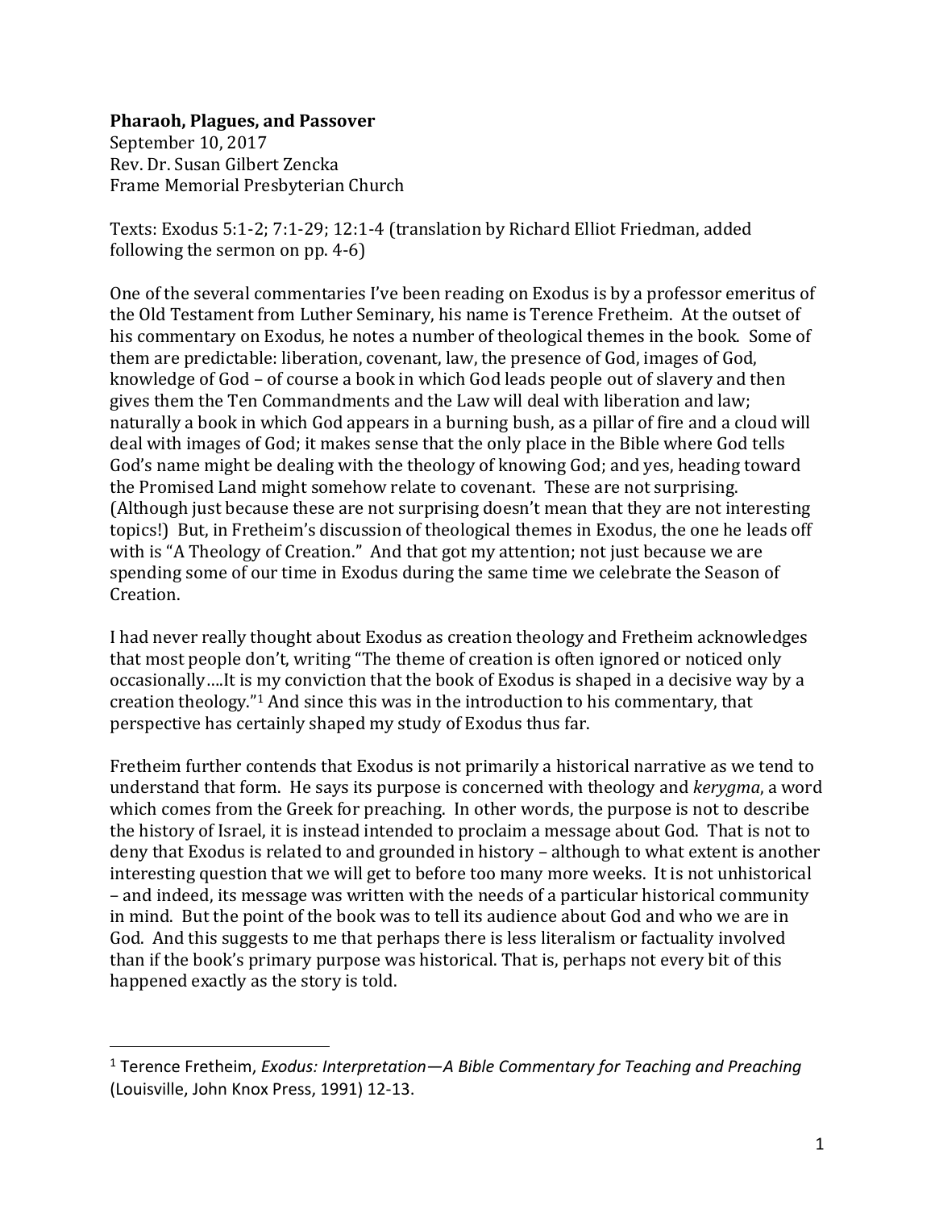**Pharaoh, Plagues, and Passover**
September 10, 2017
Rev. Dr. Susan Gilbert Zencka
Frame Memorial Presbyterian Church

Texts: Exodus 5:1-2; 7:1-29; 12:1-4 (translation by Richard Elliot Friedman, added following the sermon on pp. 4-6)

One of the several commentaries I've been reading on Exodus is by a professor emeritus of the Old Testament from Luther Seminary, his name is Terence Fretheim. At the outset of his commentary on Exodus, he notes a number of theological themes in the book. Some of them are predictable: liberation, covenant, law, the presence of God, images of God, knowledge of God – of course a book in which God leads people out of slavery and then gives them the Ten Commandments and the Law will deal with liberation and law; naturally a book in which God appears in a burning bush, as a pillar of fire and a cloud will deal with images of God; it makes sense that the only place in the Bible where God tells God's name might be dealing with the theology of knowing God; and yes, heading toward the Promised Land might somehow relate to covenant. These are not surprising. (Although just because these are not surprising doesn't mean that they are not interesting topics!) But, in Fretheim's discussion of theological themes in Exodus, the one he leads off with is "A Theology of Creation." And that got my attention; not just because we are spending some of our time in Exodus during the same time we celebrate the Season of Creation.

I had never really thought about Exodus as creation theology and Fretheim acknowledges that most people don't, writing "The theme of creation is often ignored or noticed only occasionally....It is my conviction that the book of Exodus is shaped in a decisive way by a creation theology."[1] And since this was in the introduction to his commentary, that perspective has certainly shaped my study of Exodus thus far.

Fretheim further contends that Exodus is not primarily a historical narrative as we tend to understand that form. He says its purpose is concerned with theology and *kerygma*, a word which comes from the Greek for preaching. In other words, the purpose is not to describe the history of Israel, it is instead intended to proclaim a message about God. That is not to deny that Exodus is related to and grounded in history – although to what extent is another interesting question that we will get to before too many more weeks. It is not unhistorical – and indeed, its message was written with the needs of a particular historical community in mind. But the point of the book was to tell its audience about God and who we are in God. And this suggests to me that perhaps there is less literalism or factuality involved than if the book's primary purpose was historical. That is, perhaps not every bit of this happened exactly as the story is told.

---

[1] Terence Fretheim, *Exodus: Interpretation—A Bible Commentary for Teaching and Preaching* (Louisville, John Knox Press, 1991) 12-13.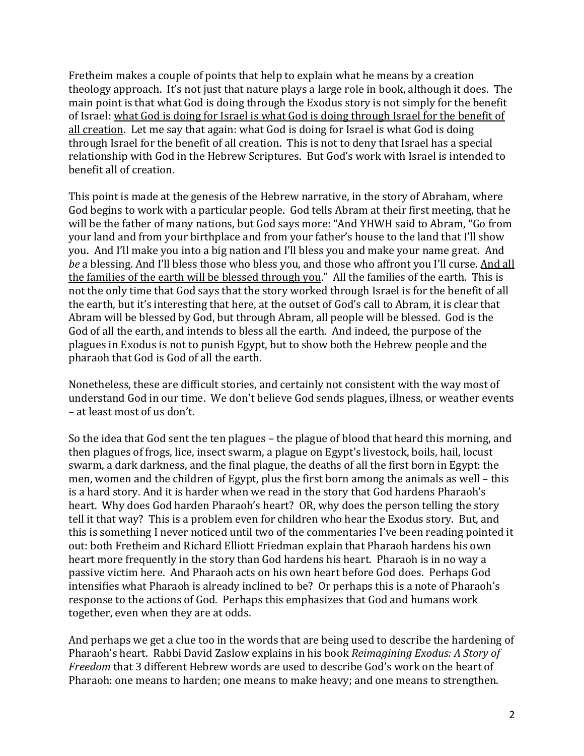Fretheim makes a couple of points that help to explain what he means by a creation theology approach. It's not just that nature plays a large role in book, although it does. The main point is that what God is doing through the Exodus story is not simply for the benefit of Israel: <u>what God is doing for Israel is what God is doing through Israel for the benefit of all creation</u>. Let me say that again: what God is doing for Israel is what God is doing through Israel for the benefit of all creation. This is not to deny that Israel has a special relationship with God in the Hebrew Scriptures. But God's work with Israel is intended to benefit all of creation.

This point is made at the genesis of the Hebrew narrative, in the story of Abraham, where God begins to work with a particular people. God tells Abram at their first meeting, that he will be the father of many nations, but God says more: "And YHWH said to Abram, "Go from your land and from your birthplace and from your father's house to the land that I'll show you. And I'll make you into a big nation and I'll bless you and make your name great. And *be* a blessing. And I'll bless those who bless you, and those who affront you I'll curse. <u>And all the families of the earth will be blessed through you</u>." All the families of the earth. This is not the only time that God says that the story worked through Israel is for the benefit of all the earth, but it's interesting that here, at the outset of God's call to Abram, it is clear that Abram will be blessed by God, but through Abram, all people will be blessed. God is the God of all the earth, and intends to bless all the earth. And indeed, the purpose of the plagues in Exodus is not to punish Egypt, but to show both the Hebrew people and the pharaoh that God is God of all the earth.

Nonetheless, these are difficult stories, and certainly not consistent with the way most of understand God in our time. We don't believe God sends plagues, illness, or weather events – at least most of us don't.

So the idea that God sent the ten plagues – the plague of blood that heard this morning, and then plagues of frogs, lice, insect swarm, a plague on Egypt's livestock, boils, hail, locust swarm, a dark darkness, and the final plague, the deaths of all the first born in Egypt: the men, women and the children of Egypt, plus the first born among the animals as well – this is a hard story. And it is harder when we read in the story that God hardens Pharaoh's heart. Why does God harden Pharaoh's heart? OR, why does the person telling the story tell it that way? This is a problem even for children who hear the Exodus story. But, and this is something I never noticed until two of the commentaries I've been reading pointed it out: both Fretheim and Richard Elliott Friedman explain that Pharaoh hardens his own heart more frequently in the story than God hardens his heart. Pharaoh is in no way a passive victim here. And Pharaoh acts on his own heart before God does. Perhaps God intensifies what Pharaoh is already inclined to be? Or perhaps this is a note of Pharaoh's response to the actions of God. Perhaps this emphasizes that God and humans work together, even when they are at odds.

And perhaps we get a clue too in the words that are being used to describe the hardening of Pharaoh's heart. Rabbi David Zaslow explains in his book *Reimagining Exodus: A Story of Freedom* that 3 different Hebrew words are used to describe God's work on the heart of Pharaoh: one means to harden; one means to make heavy; and one means to strengthen.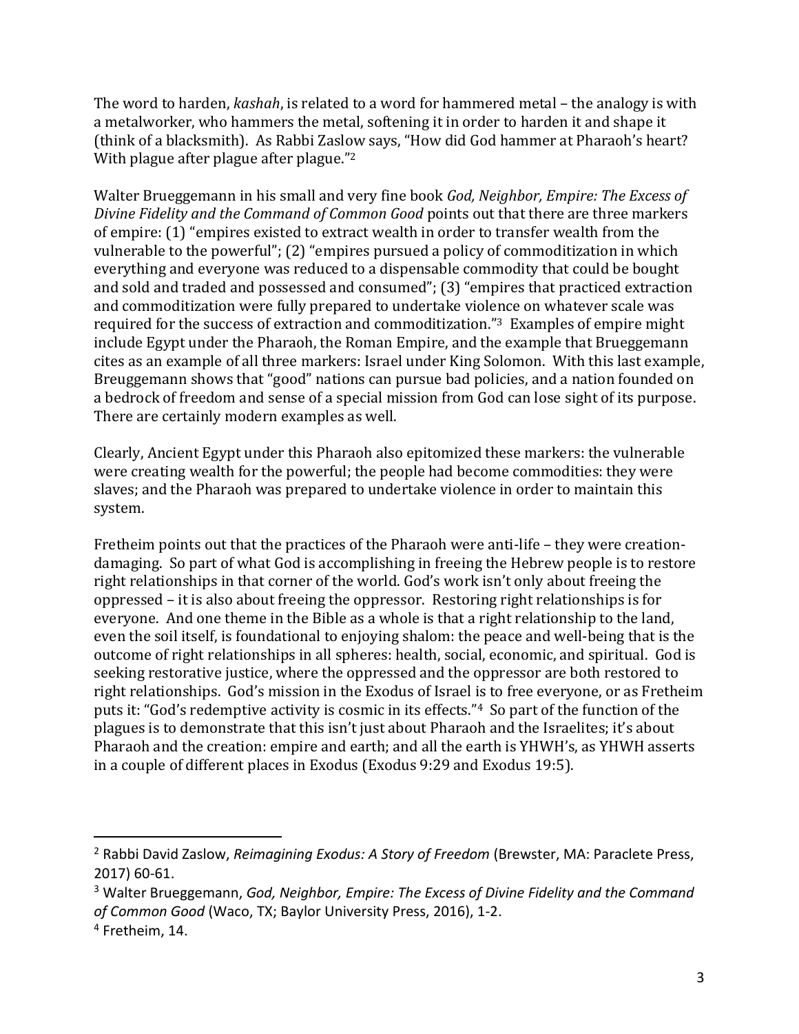The word to harden, *kashah*, is related to a word for hammered metal – the analogy is with a metalworker, who hammers the metal, softening it in order to harden it and shape it (think of a blacksmith). As Rabbi Zaslow says, "How did God hammer at Pharaoh's heart? With plague after plague after plague."[2]

Walter Brueggemann in his small and very fine book *God, Neighbor, Empire: The Excess of Divine Fidelity and the Command of Common Good* points out that there are three markers of empire: (1) "empires existed to extract wealth in order to transfer wealth from the vulnerable to the powerful"; (2) "empires pursued a policy of commoditization in which everything and everyone was reduced to a dispensable commodity that could be bought and sold and traded and possessed and consumed"; (3) "empires that practiced extraction and commoditization were fully prepared to undertake violence on whatever scale was required for the success of extraction and commoditization."[3] Examples of empire might include Egypt under the Pharaoh, the Roman Empire, and the example that Brueggemann cites as an example of all three markers: Israel under King Solomon. With this last example, Breuggemann shows that "good" nations can pursue bad policies, and a nation founded on a bedrock of freedom and sense of a special mission from God can lose sight of its purpose. There are certainly modern examples as well.

Clearly, Ancient Egypt under this Pharaoh also epitomized these markers: the vulnerable were creating wealth for the powerful; the people had become commodities: they were slaves; and the Pharaoh was prepared to undertake violence in order to maintain this system.

Fretheim points out that the practices of the Pharaoh were anti-life – they were creation-damaging. So part of what God is accomplishing in freeing the Hebrew people is to restore right relationships in that corner of the world. God's work isn't only about freeing the oppressed – it is also about freeing the oppressor. Restoring right relationships is for everyone. And one theme in the Bible as a whole is that a right relationship to the land, even the soil itself, is foundational to enjoying shalom: the peace and well-being that is the outcome of right relationships in all spheres: health, social, economic, and spiritual. God is seeking restorative justice, where the oppressed and the oppressor are both restored to right relationships. God's mission in the Exodus of Israel is to free everyone, or as Fretheim puts it: "God's redemptive activity is cosmic in its effects."[4] So part of the function of the plagues is to demonstrate that this isn't just about Pharaoh and the Israelites; it's about Pharaoh and the creation: empire and earth; and all the earth is YHWH's, as YHWH asserts in a couple of different places in Exodus (Exodus 9:29 and Exodus 19:5).

---

[2] Rabbi David Zaslow, *Reimagining Exodus: A Story of Freedom* (Brewster, MA: Paraclete Press, 2017) 60-61.

[3] Walter Brueggemann, *God, Neighbor, Empire: The Excess of Divine Fidelity and the Command of Common Good* (Waco, TX; Baylor University Press, 2016), 1-2.

[4] Fretheim, 14.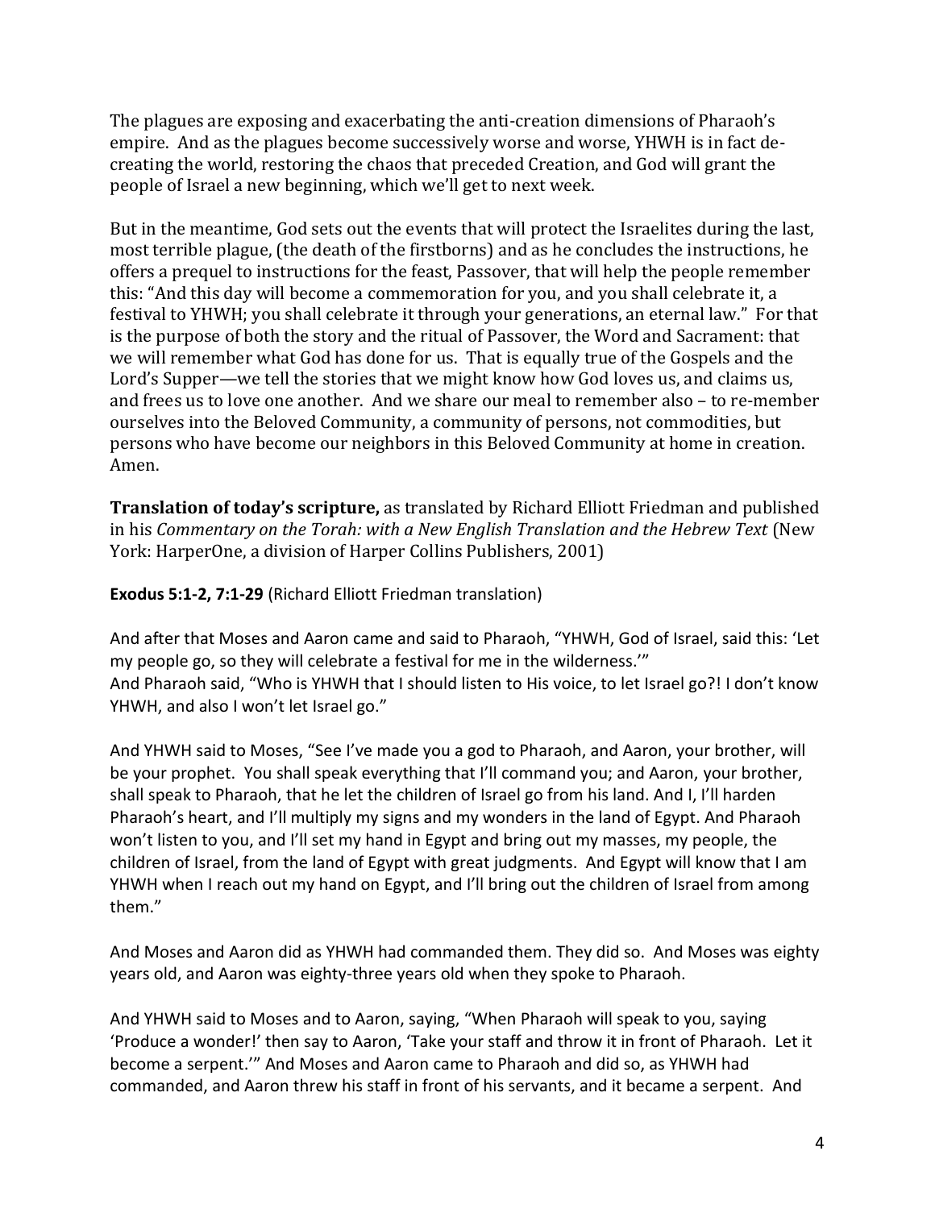The plagues are exposing and exacerbating the anti-creation dimensions of Pharaoh's empire. And as the plagues become successively worse and worse, YHWH is in fact de-creating the world, restoring the chaos that preceded Creation, and God will grant the people of Israel a new beginning, which we'll get to next week.

But in the meantime, God sets out the events that will protect the Israelites during the last, most terrible plague, (the death of the firstborns) and as he concludes the instructions, he offers a prequel to instructions for the feast, Passover, that will help the people remember this: "And this day will become a commemoration for you, and you shall celebrate it, a festival to YHWH; you shall celebrate it through your generations, an eternal law." For that is the purpose of both the story and the ritual of Passover, the Word and Sacrament: that we will remember what God has done for us. That is equally true of the Gospels and the Lord's Supper—we tell the stories that we might know how God loves us, and claims us, and frees us to love one another. And we share our meal to remember also – to re-member ourselves into the Beloved Community, a community of persons, not commodities, but persons who have become our neighbors in this Beloved Community at home in creation. Amen.

**Translation of today's scripture,** as translated by Richard Elliott Friedman and published in his *Commentary on the Torah: with a New English Translation and the Hebrew Text* (New York: HarperOne, a division of Harper Collins Publishers, 2001)

**Exodus 5:1-2, 7:1-29** (Richard Elliott Friedman translation)

And after that Moses and Aaron came and said to Pharaoh, "YHWH, God of Israel, said this: 'Let my people go, so they will celebrate a festival for me in the wilderness.'"
And Pharaoh said, "Who is YHWH that I should listen to His voice, to let Israel go?! I don't know YHWH, and also I won't let Israel go."

And YHWH said to Moses, "See I've made you a god to Pharaoh, and Aaron, your brother, will be your prophet. You shall speak everything that I'll command you; and Aaron, your brother, shall speak to Pharaoh, that he let the children of Israel go from his land. And I, I'll harden Pharaoh's heart, and I'll multiply my signs and my wonders in the land of Egypt. And Pharaoh won't listen to you, and I'll set my hand in Egypt and bring out my masses, my people, the children of Israel, from the land of Egypt with great judgments. And Egypt will know that I am YHWH when I reach out my hand on Egypt, and I'll bring out the children of Israel from among them."

And Moses and Aaron did as YHWH had commanded them. They did so. And Moses was eighty years old, and Aaron was eighty-three years old when they spoke to Pharaoh.

And YHWH said to Moses and to Aaron, saying, "When Pharaoh will speak to you, saying 'Produce a wonder!' then say to Aaron, 'Take your staff and throw it in front of Pharaoh. Let it become a serpent.'" And Moses and Aaron came to Pharaoh and did so, as YHWH had commanded, and Aaron threw his staff in front of his servants, and it became a serpent. And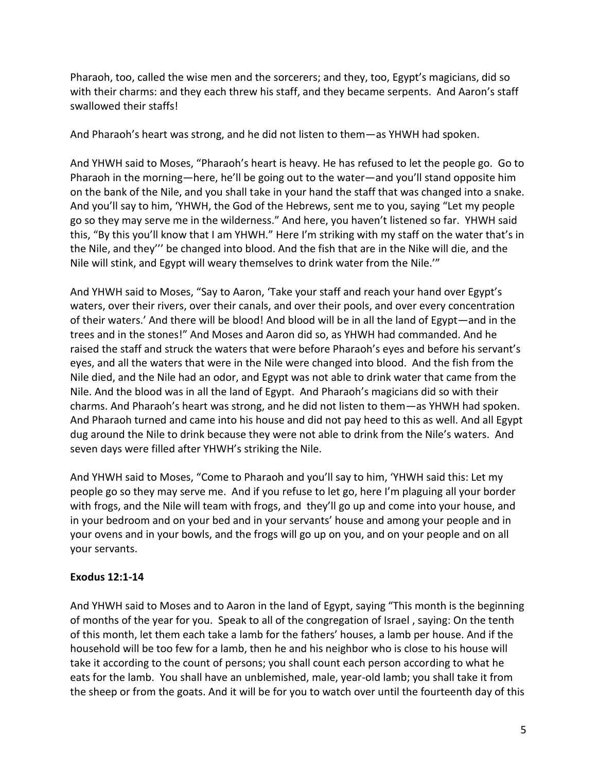Pharaoh, too, called the wise men and the sorcerers; and they, too, Egypt's magicians, did so with their charms: and they each threw his staff, and they became serpents. And Aaron's staff swallowed their staffs!

And Pharaoh's heart was strong, and he did not listen to them—as YHWH had spoken.

And YHWH said to Moses, "Pharaoh's heart is heavy. He has refused to let the people go. Go to Pharaoh in the morning—here, he'll be going out to the water—and you'll stand opposite him on the bank of the Nile, and you shall take in your hand the staff that was changed into a snake. And you'll say to him, 'YHWH, the God of the Hebrews, sent me to you, saying "Let my people go so they may serve me in the wilderness." And here, you haven't listened so far. YHWH said this, "By this you'll know that I am YHWH." Here I'm striking with my staff on the water that's in the Nile, and they'' be changed into blood. And the fish that are in the Nike will die, and the Nile will stink, and Egypt will weary themselves to drink water from the Nile.'"

And YHWH said to Moses, "Say to Aaron, 'Take your staff and reach your hand over Egypt's waters, over their rivers, over their canals, and over their pools, and over every concentration of their waters.' And there will be blood! And blood will be in all the land of Egypt—and in the trees and in the stones!" And Moses and Aaron did so, as YHWH had commanded. And he raised the staff and struck the waters that were before Pharaoh's eyes and before his servant's eyes, and all the waters that were in the Nile were changed into blood. And the fish from the Nile died, and the Nile had an odor, and Egypt was not able to drink water that came from the Nile. And the blood was in all the land of Egypt. And Pharaoh's magicians did so with their charms. And Pharaoh's heart was strong, and he did not listen to them—as YHWH had spoken. And Pharaoh turned and came into his house and did not pay heed to this as well. And all Egypt dug around the Nile to drink because they were not able to drink from the Nile's waters. And seven days were filled after YHWH's striking the Nile.

And YHWH said to Moses, "Come to Pharaoh and you'll say to him, 'YHWH said this: Let my people go so they may serve me. And if you refuse to let go, here I'm plaguing all your border with frogs, and the Nile will team with frogs, and they'll go up and come into your house, and in your bedroom and on your bed and in your servants' house and among your people and in your ovens and in your bowls, and the frogs will go up on you, and on your people and on all your servants.

**Exodus 12:1-14**

And YHWH said to Moses and to Aaron in the land of Egypt, saying "This month is the beginning of months of the year for you. Speak to all of the congregation of Israel , saying: On the tenth of this month, let them each take a lamb for the fathers' houses, a lamb per house. And if the household will be too few for a lamb, then he and his neighbor who is close to his house will take it according to the count of persons; you shall count each person according to what he eats for the lamb. You shall have an unblemished, male, year-old lamb; you shall take it from the sheep or from the goats. And it will be for you to watch over until the fourteenth day of this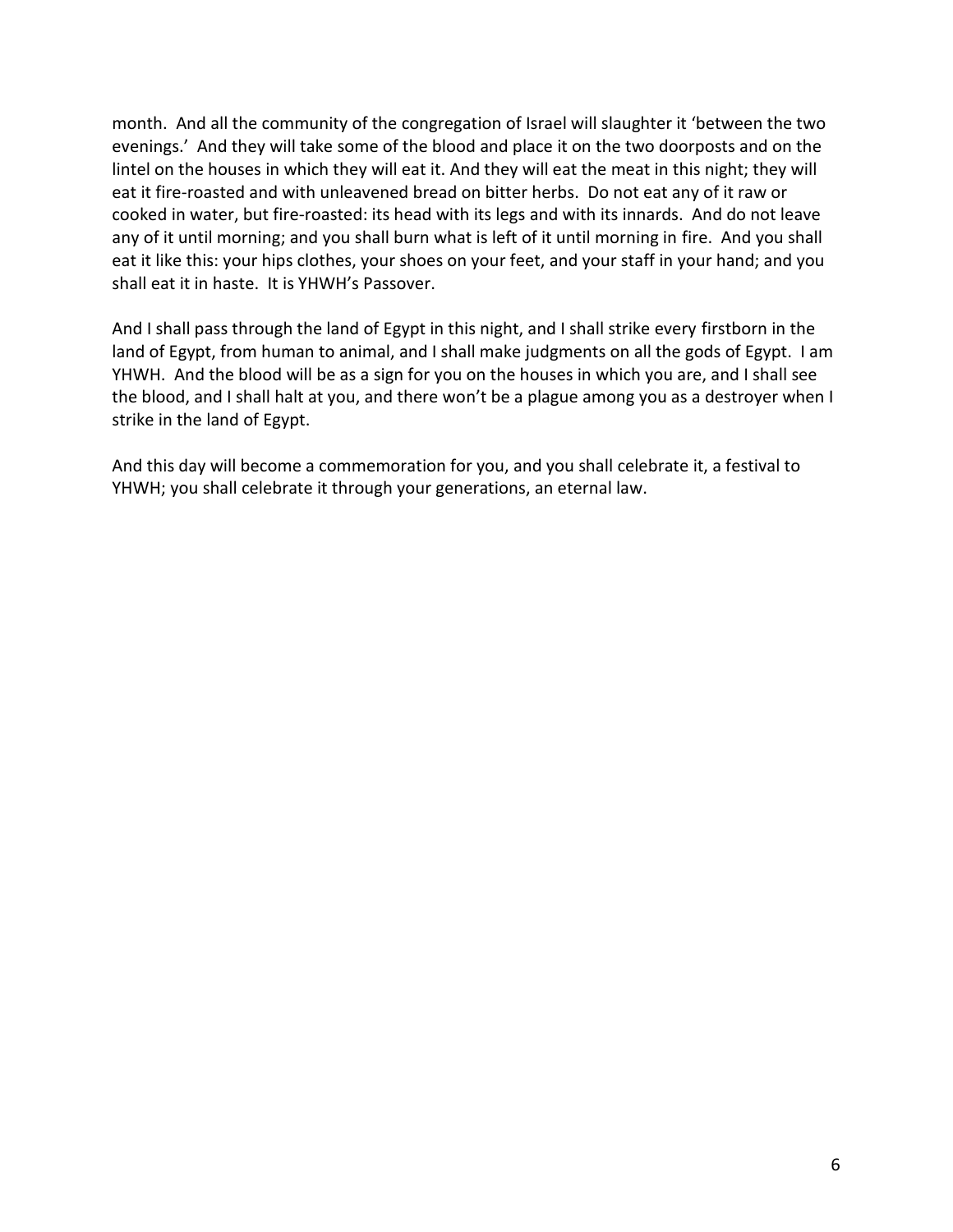month. And all the community of the congregation of Israel will slaughter it 'between the two evenings.' And they will take some of the blood and place it on the two doorposts and on the lintel on the houses in which they will eat it. And they will eat the meat in this night; they will eat it fire-roasted and with unleavened bread on bitter herbs. Do not eat any of it raw or cooked in water, but fire-roasted: its head with its legs and with its innards. And do not leave any of it until morning; and you shall burn what is left of it until morning in fire. And you shall eat it like this: your hips clothes, your shoes on your feet, and your staff in your hand; and you shall eat it in haste. It is YHWH's Passover.

And I shall pass through the land of Egypt in this night, and I shall strike every firstborn in the land of Egypt, from human to animal, and I shall make judgments on all the gods of Egypt. I am YHWH. And the blood will be as a sign for you on the houses in which you are, and I shall see the blood, and I shall halt at you, and there won't be a plague among you as a destroyer when I strike in the land of Egypt.

And this day will become a commemoration for you, and you shall celebrate it, a festival to YHWH; you shall celebrate it through your generations, an eternal law.